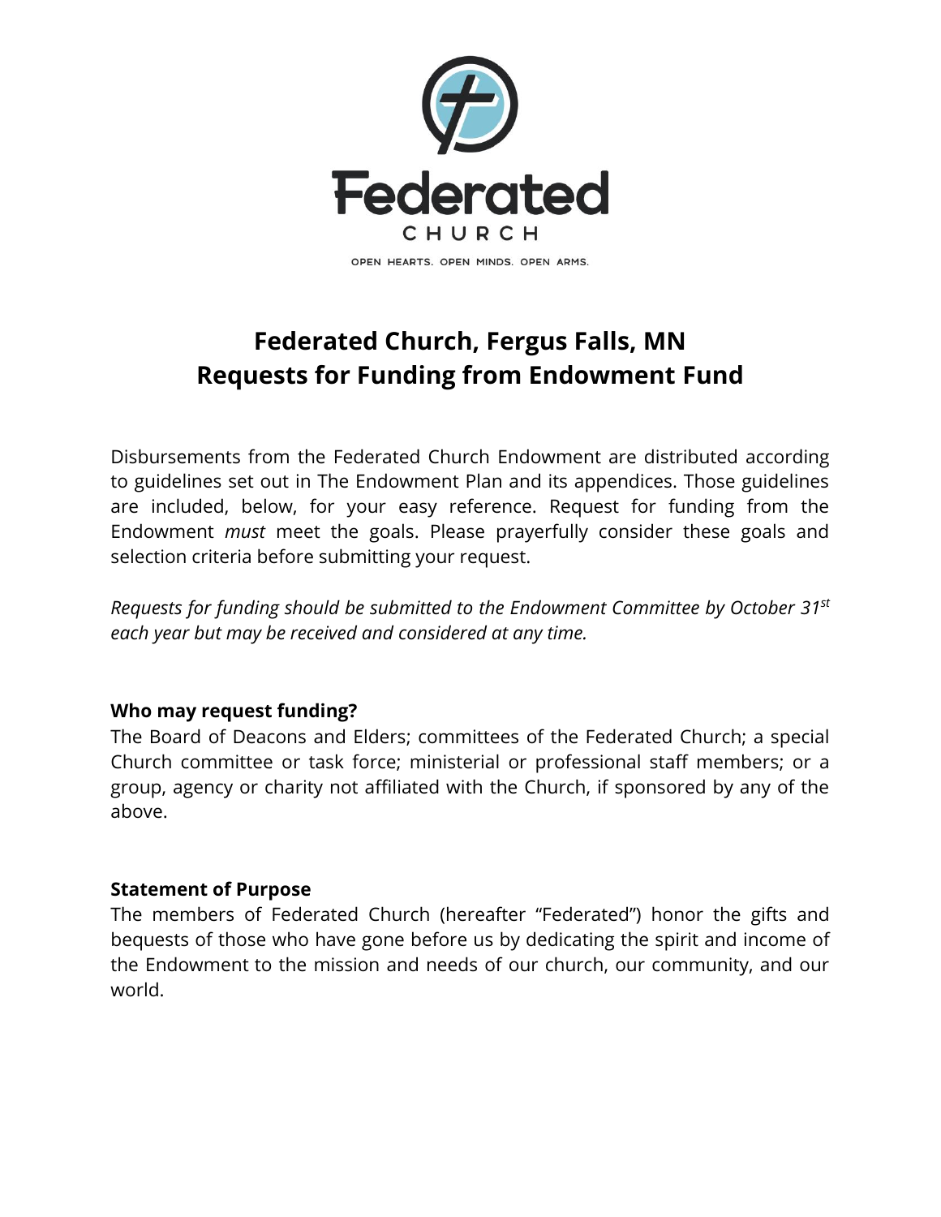Federated

CHURCH

OPEN HEARTS. OPEN MINDS. OPEN ARMS.

# Federated Church, Fergus Falls, MN
# Requests for Funding from Endowment Fund

Disbursements from the Federated Church Endowment are distributed according to guidelines set out in The Endowment Plan and its appendices. Those guidelines are included, below, for your easy reference. Request for funding from the Endowment *must* meet the goals. Please prayerfully consider these goals and selection criteria before submitting your request.

*Requests for funding should be submitted to the Endowment Committee by October 31st each year but may be received and considered at any time.*

**Who may request funding?**
The Board of Deacons and Elders; committees of the Federated Church; a special Church committee or task force; ministerial or professional staff members; or a group, agency or charity not affiliated with the Church, if sponsored by any of the above.

**Statement of Purpose**
The members of Federated Church (hereafter "Federated") honor the gifts and bequests of those who have gone before us by dedicating the spirit and income of the Endowment to the mission and needs of our church, our community, and our world.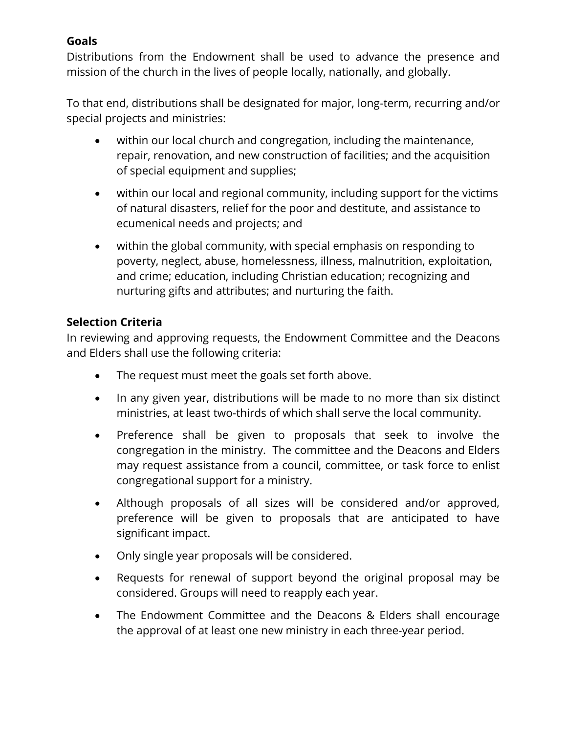**Goals**

Distributions from the Endowment shall be used to advance the presence and mission of the church in the lives of people locally, nationally, and globally.

To that end, distributions shall be designated for major, long-term, recurring and/or special projects and ministries:

- within our local church and congregation, including the maintenance, repair, renovation, and new construction of facilities; and the acquisition of special equipment and supplies;
- within our local and regional community, including support for the victims of natural disasters, relief for the poor and destitute, and assistance to ecumenical needs and projects; and
- within the global community, with special emphasis on responding to poverty, neglect, abuse, homelessness, illness, malnutrition, exploitation, and crime; education, including Christian education; recognizing and nurturing gifts and attributes; and nurturing the faith.

**Selection Criteria**

In reviewing and approving requests, the Endowment Committee and the Deacons and Elders shall use the following criteria:

- The request must meet the goals set forth above.
- In any given year, distributions will be made to no more than six distinct ministries, at least two-thirds of which shall serve the local community.
- Preference shall be given to proposals that seek to involve the congregation in the ministry. The committee and the Deacons and Elders may request assistance from a council, committee, or task force to enlist congregational support for a ministry.
- Although proposals of all sizes will be considered and/or approved, preference will be given to proposals that are anticipated to have significant impact.
- Only single year proposals will be considered.
- Requests for renewal of support beyond the original proposal may be considered. Groups will need to reapply each year.
- The Endowment Committee and the Deacons & Elders shall encourage the approval of at least one new ministry in each three-year period.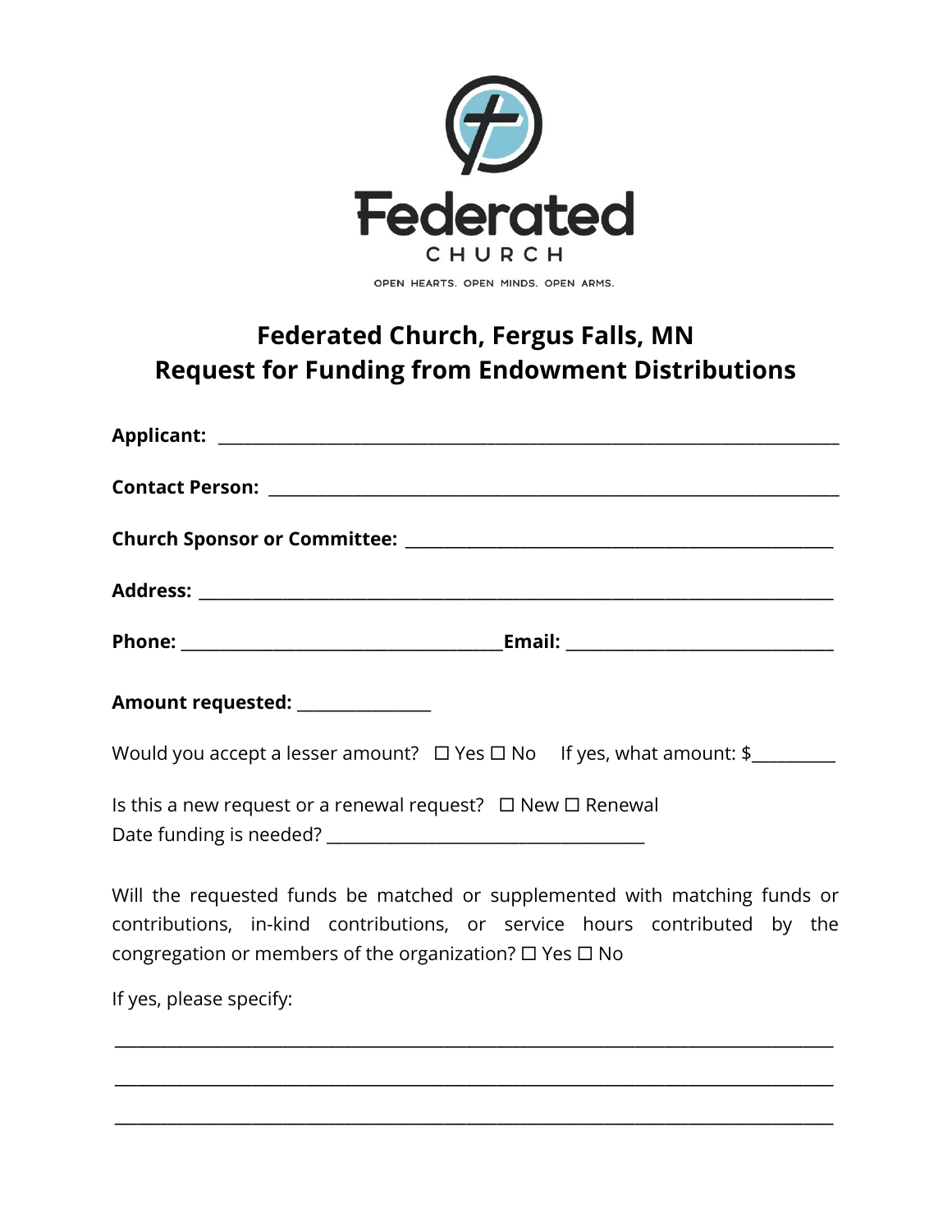Federated CHURCH

OPEN HEARTS. OPEN MINDS. OPEN ARMS.

## Federated Church, Fergus Falls, MN
## Request for Funding from Endowment Distributions

**Applicant:** ______________________________________________________________

**Contact Person:** __________________________________________________________

**Church Sponsor or Committee:** ______________________________________________

**Address:** _______________________________________________________________

**Phone:** ________________________________ **Email:** __________________________

**Amount requested:** _____________

Would you accept a lesser amount? ☐ Yes ☐ No If yes, what amount: $_________

Is this a new request or a renewal request? ☐ New ☐ Renewal
Date funding is needed? ________________________________

Will the requested funds be matched or supplemented with matching funds or contributions, in-kind contributions, or service hours contributed by the congregation or members of the organization? ☐ Yes ☐ No

If yes, please specify:

_____________________________________________________________________________

_____________________________________________________________________________

_____________________________________________________________________________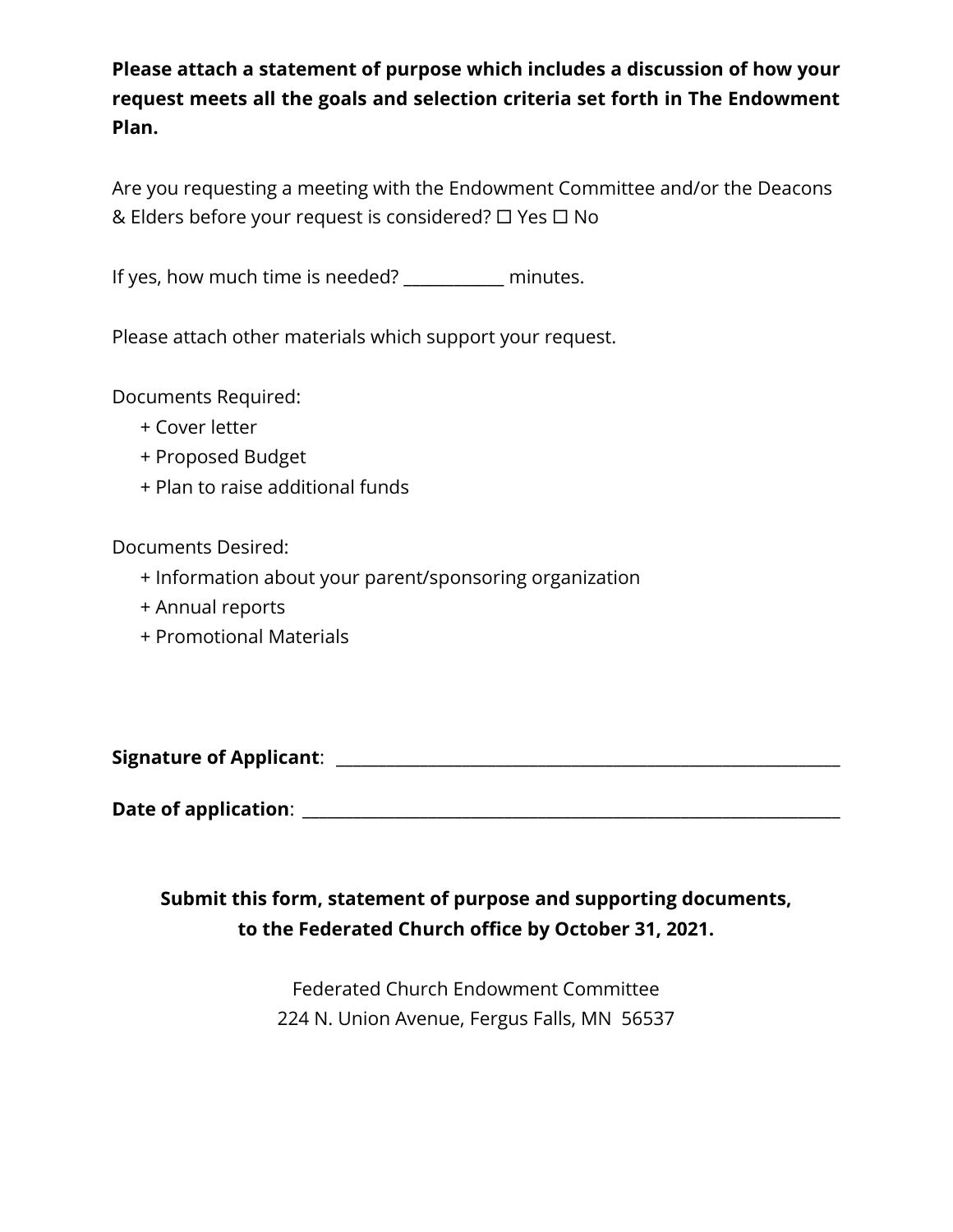**Please attach a statement of purpose which includes a discussion of how your request meets all the goals and selection criteria set forth in The Endowment Plan.**

Are you requesting a meeting with the Endowment Committee and/or the Deacons & Elders before your request is considered? ☐ Yes ☐ No

If yes, how much time is needed? ____________ minutes.

Please attach other materials which support your request.

Documents Required:

+ Cover letter
+ Proposed Budget
+ Plan to raise additional funds

Documents Desired:

+ Information about your parent/sponsoring organization
+ Annual reports
+ Promotional Materials

**Signature of Applicant**: ______________________________________________________________

**Date of application**: _________________________________________________________________

**Submit this form, statement of purpose and supporting documents, to the Federated Church office by October 31, 2021.**

Federated Church Endowment Committee
224 N. Union Avenue, Fergus Falls, MN 56537